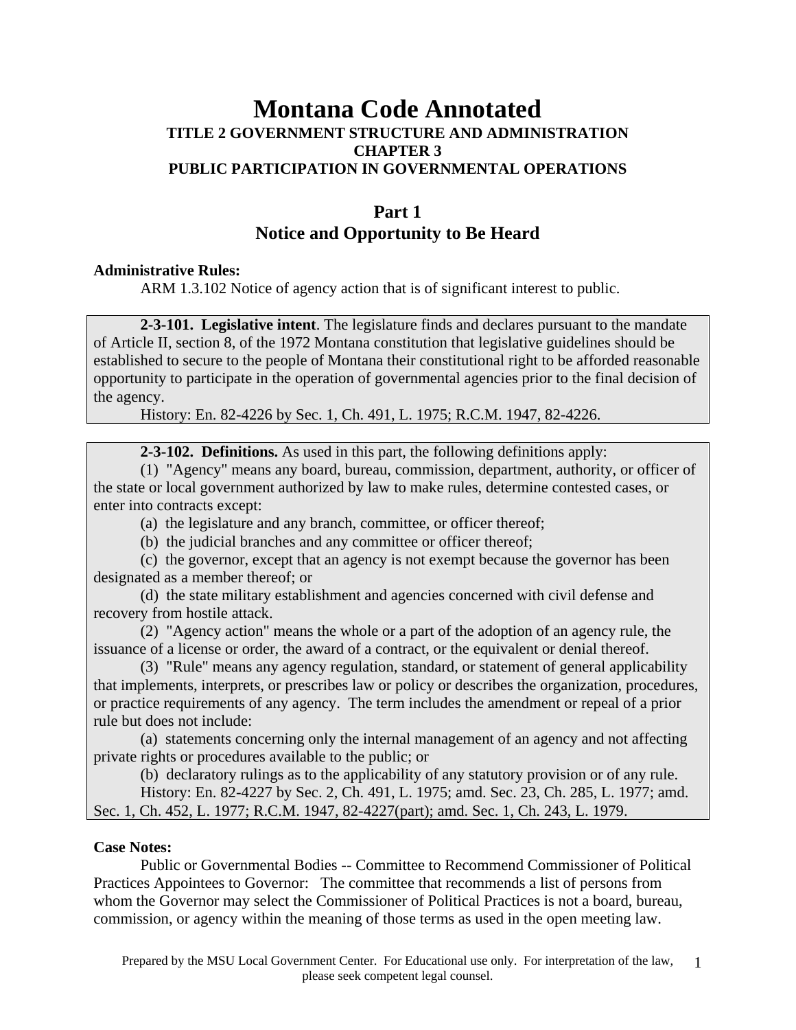# Montana Code Annotated

## TITLE 2 GOVERNMENT STRUCTURE AND ADMINISTRATION
## CHAPTER 3
## PUBLIC PARTICIPATION IN GOVERNMENTAL OPERATIONS

## Part 1
## Notice and Opportunity to Be Heard

**Administrative Rules:**

ARM 1.3.102 Notice of agency action that is of significant interest to public.

**2-3-101. Legislative intent**. The legislature finds and declares pursuant to the mandate of Article II, section 8, of the 1972 Montana constitution that legislative guidelines should be established to secure to the people of Montana their constitutional right to be afforded reasonable opportunity to participate in the operation of governmental agencies prior to the final decision of the agency.

History: En. 82-4226 by Sec. 1, Ch. 491, L. 1975; R.C.M. 1947, 82-4226.

**2-3-102. Definitions.** As used in this part, the following definitions apply:

(1) "Agency" means any board, bureau, commission, department, authority, or officer of the state or local government authorized by law to make rules, determine contested cases, or enter into contracts except:

(a) the legislature and any branch, committee, or officer thereof;

(b) the judicial branches and any committee or officer thereof;

(c) the governor, except that an agency is not exempt because the governor has been designated as a member thereof; or

(d) the state military establishment and agencies concerned with civil defense and recovery from hostile attack.

(2) "Agency action" means the whole or a part of the adoption of an agency rule, the issuance of a license or order, the award of a contract, or the equivalent or denial thereof.

(3) "Rule" means any agency regulation, standard, or statement of general applicability that implements, interprets, or prescribes law or policy or describes the organization, procedures, or practice requirements of any agency. The term includes the amendment or repeal of a prior rule but does not include:

(a) statements concerning only the internal management of an agency and not affecting private rights or procedures available to the public; or

(b) declaratory rulings as to the applicability of any statutory provision or of any rule.

History: En. 82-4227 by Sec. 2, Ch. 491, L. 1975; amd. Sec. 23, Ch. 285, L. 1977; amd. Sec. 1, Ch. 452, L. 1977; R.C.M. 1947, 82-4227(part); amd. Sec. 1, Ch. 243, L. 1979.

**Case Notes:**

Public or Governmental Bodies -- Committee to Recommend Commissioner of Political Practices Appointees to Governor: The committee that recommends a list of persons from whom the Governor may select the Commissioner of Political Practices is not a board, bureau, commission, or agency within the meaning of those terms as used in the open meeting law.

Prepared by the MSU Local Government Center. For Educational use only. For interpretation of the law, please seek competent legal counsel.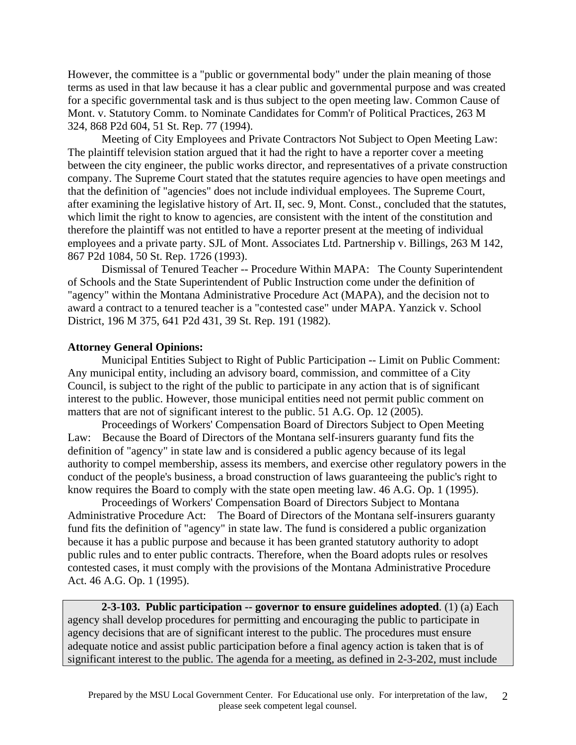However, the committee is a "public or governmental body" under the plain meaning of those terms as used in that law because it has a clear public and governmental purpose and was created for a specific governmental task and is thus subject to the open meeting law. Common Cause of Mont. v. Statutory Comm. to Nominate Candidates for Comm'r of Political Practices, 263 M 324, 868 P2d 604, 51 St. Rep. 77 (1994).

Meeting of City Employees and Private Contractors Not Subject to Open Meeting Law: The plaintiff television station argued that it had the right to have a reporter cover a meeting between the city engineer, the public works director, and representatives of a private construction company. The Supreme Court stated that the statutes require agencies to have open meetings and that the definition of "agencies" does not include individual employees. The Supreme Court, after examining the legislative history of Art. II, sec. 9, Mont. Const., concluded that the statutes, which limit the right to know to agencies, are consistent with the intent of the constitution and therefore the plaintiff was not entitled to have a reporter present at the meeting of individual employees and a private party. SJL of Mont. Associates Ltd. Partnership v. Billings, 263 M 142, 867 P2d 1084, 50 St. Rep. 1726 (1993).

Dismissal of Tenured Teacher -- Procedure Within MAPA: The County Superintendent of Schools and the State Superintendent of Public Instruction come under the definition of "agency" within the Montana Administrative Procedure Act (MAPA), and the decision not to award a contract to a tenured teacher is a "contested case" under MAPA. Yanzick v. School District, 196 M 375, 641 P2d 431, 39 St. Rep. 191 (1982).

**Attorney General Opinions:**

Municipal Entities Subject to Right of Public Participation -- Limit on Public Comment: Any municipal entity, including an advisory board, commission, and committee of a City Council, is subject to the right of the public to participate in any action that is of significant interest to the public. However, those municipal entities need not permit public comment on matters that are not of significant interest to the public. 51 A.G. Op. 12 (2005).

Proceedings of Workers' Compensation Board of Directors Subject to Open Meeting Law: Because the Board of Directors of the Montana self-insurers guaranty fund fits the definition of "agency" in state law and is considered a public agency because of its legal authority to compel membership, assess its members, and exercise other regulatory powers in the conduct of the people's business, a broad construction of laws guaranteeing the public's right to know requires the Board to comply with the state open meeting law. 46 A.G. Op. 1 (1995).

Proceedings of Workers' Compensation Board of Directors Subject to Montana Administrative Procedure Act: The Board of Directors of the Montana self-insurers guaranty fund fits the definition of "agency" in state law. The fund is considered a public organization because it has a public purpose and because it has been granted statutory authority to adopt public rules and to enter public contracts. Therefore, when the Board adopts rules or resolves contested cases, it must comply with the provisions of the Montana Administrative Procedure Act. 46 A.G. Op. 1 (1995).

**2-3-103. Public participation -- governor to ensure guidelines adopted**. (1) (a) Each agency shall develop procedures for permitting and encouraging the public to participate in agency decisions that are of significant interest to the public. The procedures must ensure adequate notice and assist public participation before a final agency action is taken that is of significant interest to the public. The agenda for a meeting, as defined in 2-3-202, must include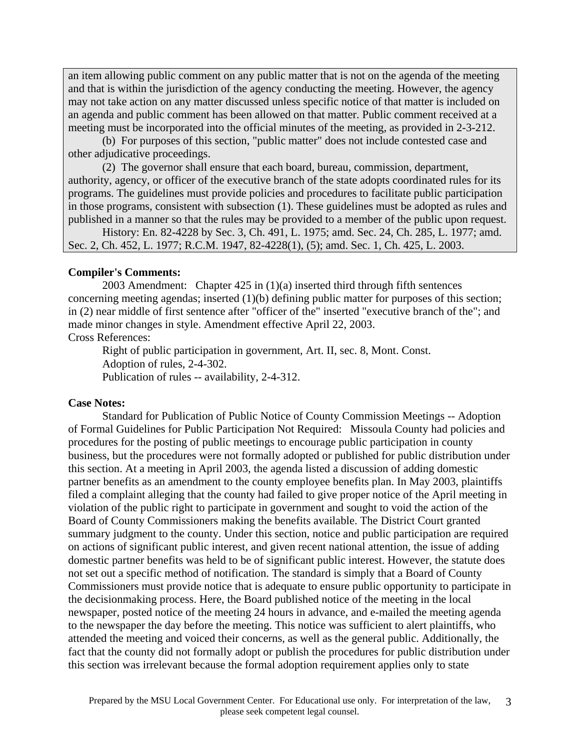an item allowing public comment on any public matter that is not on the agenda of the meeting and that is within the jurisdiction of the agency conducting the meeting. However, the agency may not take action on any matter discussed unless specific notice of that matter is included on an agenda and public comment has been allowed on that matter. Public comment received at a meeting must be incorporated into the official minutes of the meeting, as provided in 2-3-212.

(b) For purposes of this section, "public matter" does not include contested case and other adjudicative proceedings.

(2) The governor shall ensure that each board, bureau, commission, department, authority, agency, or officer of the executive branch of the state adopts coordinated rules for its programs. The guidelines must provide policies and procedures to facilitate public participation in those programs, consistent with subsection (1). These guidelines must be adopted as rules and published in a manner so that the rules may be provided to a member of the public upon request.

History: En. 82-4228 by Sec. 3, Ch. 491, L. 1975; amd. Sec. 24, Ch. 285, L. 1977; amd. Sec. 2, Ch. 452, L. 1977; R.C.M. 1947, 82-4228(1), (5); amd. Sec. 1, Ch. 425, L. 2003.

**Compiler's Comments:**

2003 Amendment: Chapter 425 in (1)(a) inserted third through fifth sentences concerning meeting agendas; inserted (1)(b) defining public matter for purposes of this section; in (2) near middle of first sentence after "officer of the" inserted "executive branch of the"; and made minor changes in style. Amendment effective April 22, 2003.

Cross References:

Right of public participation in government, Art. II, sec. 8, Mont. Const.
Adoption of rules, 2-4-302.
Publication of rules -- availability, 2-4-312.

**Case Notes:**

Standard for Publication of Public Notice of County Commission Meetings -- Adoption of Formal Guidelines for Public Participation Not Required: Missoula County had policies and procedures for the posting of public meetings to encourage public participation in county business, but the procedures were not formally adopted or published for public distribution under this section. At a meeting in April 2003, the agenda listed a discussion of adding domestic partner benefits as an amendment to the county employee benefits plan. In May 2003, plaintiffs filed a complaint alleging that the county had failed to give proper notice of the April meeting in violation of the public right to participate in government and sought to void the action of the Board of County Commissioners making the benefits available. The District Court granted summary judgment to the county. Under this section, notice and public participation are required on actions of significant public interest, and given recent national attention, the issue of adding domestic partner benefits was held to be of significant public interest. However, the statute does not set out a specific method of notification. The standard is simply that a Board of County Commissioners must provide notice that is adequate to ensure public opportunity to participate in the decisionmaking process. Here, the Board published notice of the meeting in the local newspaper, posted notice of the meeting 24 hours in advance, and e-mailed the meeting agenda to the newspaper the day before the meeting. This notice was sufficient to alert plaintiffs, who attended the meeting and voiced their concerns, as well as the general public. Additionally, the fact that the county did not formally adopt or publish the procedures for public distribution under this section was irrelevant because the formal adoption requirement applies only to state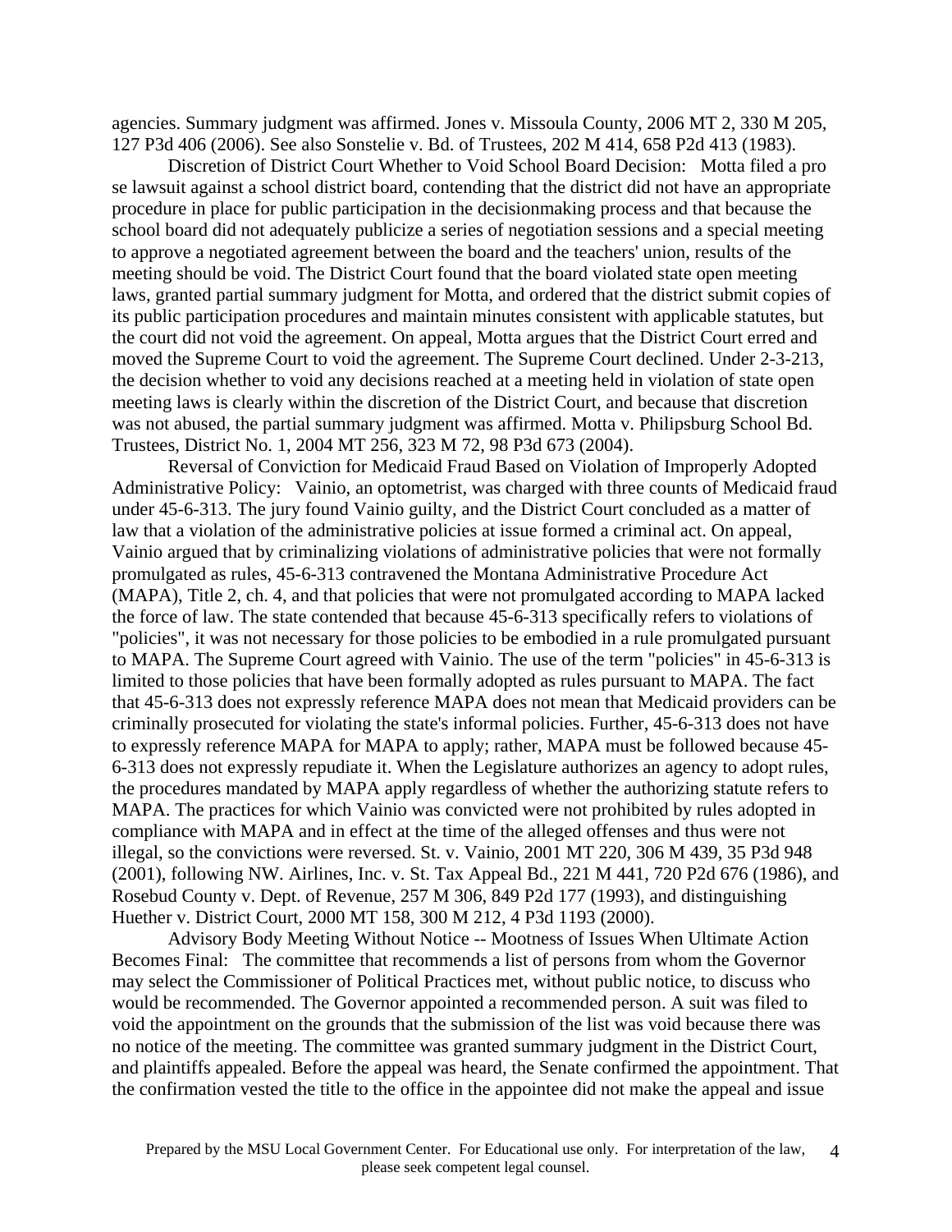agencies. Summary judgment was affirmed. Jones v. Missoula County, 2006 MT 2, 330 M 205, 127 P3d 406 (2006). See also Sonstelie v. Bd. of Trustees, 202 M 414, 658 P2d 413 (1983).

Discretion of District Court Whether to Void School Board Decision: Motta filed a pro se lawsuit against a school district board, contending that the district did not have an appropriate procedure in place for public participation in the decisionmaking process and that because the school board did not adequately publicize a series of negotiation sessions and a special meeting to approve a negotiated agreement between the board and the teachers' union, results of the meeting should be void. The District Court found that the board violated state open meeting laws, granted partial summary judgment for Motta, and ordered that the district submit copies of its public participation procedures and maintain minutes consistent with applicable statutes, but the court did not void the agreement. On appeal, Motta argues that the District Court erred and moved the Supreme Court to void the agreement. The Supreme Court declined. Under 2-3-213, the decision whether to void any decisions reached at a meeting held in violation of state open meeting laws is clearly within the discretion of the District Court, and because that discretion was not abused, the partial summary judgment was affirmed. Motta v. Philipsburg School Bd. Trustees, District No. 1, 2004 MT 256, 323 M 72, 98 P3d 673 (2004).

Reversal of Conviction for Medicaid Fraud Based on Violation of Improperly Adopted Administrative Policy: Vainio, an optometrist, was charged with three counts of Medicaid fraud under 45-6-313. The jury found Vainio guilty, and the District Court concluded as a matter of law that a violation of the administrative policies at issue formed a criminal act. On appeal, Vainio argued that by criminalizing violations of administrative policies that were not formally promulgated as rules, 45-6-313 contravened the Montana Administrative Procedure Act (MAPA), Title 2, ch. 4, and that policies that were not promulgated according to MAPA lacked the force of law. The state contended that because 45-6-313 specifically refers to violations of "policies", it was not necessary for those policies to be embodied in a rule promulgated pursuant to MAPA. The Supreme Court agreed with Vainio. The use of the term "policies" in 45-6-313 is limited to those policies that have been formally adopted as rules pursuant to MAPA. The fact that 45-6-313 does not expressly reference MAPA does not mean that Medicaid providers can be criminally prosecuted for violating the state's informal policies. Further, 45-6-313 does not have to expressly reference MAPA for MAPA to apply; rather, MAPA must be followed because 45-6-313 does not expressly repudiate it. When the Legislature authorizes an agency to adopt rules, the procedures mandated by MAPA apply regardless of whether the authorizing statute refers to MAPA. The practices for which Vainio was convicted were not prohibited by rules adopted in compliance with MAPA and in effect at the time of the alleged offenses and thus were not illegal, so the convictions were reversed. St. v. Vainio, 2001 MT 220, 306 M 439, 35 P3d 948 (2001), following NW. Airlines, Inc. v. St. Tax Appeal Bd., 221 M 441, 720 P2d 676 (1986), and Rosebud County v. Dept. of Revenue, 257 M 306, 849 P2d 177 (1993), and distinguishing Huether v. District Court, 2000 MT 158, 300 M 212, 4 P3d 1193 (2000).

Advisory Body Meeting Without Notice -- Mootness of Issues When Ultimate Action Becomes Final: The committee that recommends a list of persons from whom the Governor may select the Commissioner of Political Practices met, without public notice, to discuss who would be recommended. The Governor appointed a recommended person. A suit was filed to void the appointment on the grounds that the submission of the list was void because there was no notice of the meeting. The committee was granted summary judgment in the District Court, and plaintiffs appealed. Before the appeal was heard, the Senate confirmed the appointment. That the confirmation vested the title to the office in the appointee did not make the appeal and issue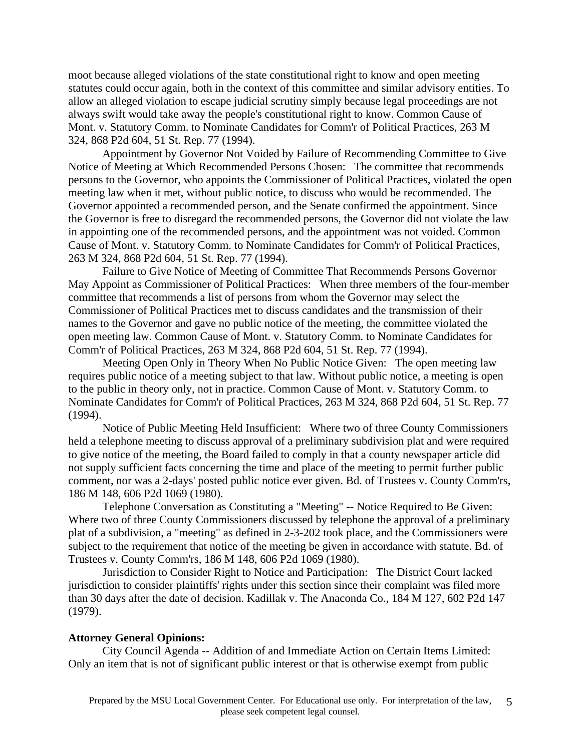moot because alleged violations of the state constitutional right to know and open meeting statutes could occur again, both in the context of this committee and similar advisory entities. To allow an alleged violation to escape judicial scrutiny simply because legal proceedings are not always swift would take away the people's constitutional right to know. Common Cause of Mont. v. Statutory Comm. to Nominate Candidates for Comm'r of Political Practices, 263 M 324, 868 P2d 604, 51 St. Rep. 77 (1994).

Appointment by Governor Not Voided by Failure of Recommending Committee to Give Notice of Meeting at Which Recommended Persons Chosen: The committee that recommends persons to the Governor, who appoints the Commissioner of Political Practices, violated the open meeting law when it met, without public notice, to discuss who would be recommended. The Governor appointed a recommended person, and the Senate confirmed the appointment. Since the Governor is free to disregard the recommended persons, the Governor did not violate the law in appointing one of the recommended persons, and the appointment was not voided. Common Cause of Mont. v. Statutory Comm. to Nominate Candidates for Comm'r of Political Practices, 263 M 324, 868 P2d 604, 51 St. Rep. 77 (1994).

Failure to Give Notice of Meeting of Committee That Recommends Persons Governor May Appoint as Commissioner of Political Practices: When three members of the four-member committee that recommends a list of persons from whom the Governor may select the Commissioner of Political Practices met to discuss candidates and the transmission of their names to the Governor and gave no public notice of the meeting, the committee violated the open meeting law. Common Cause of Mont. v. Statutory Comm. to Nominate Candidates for Comm'r of Political Practices, 263 M 324, 868 P2d 604, 51 St. Rep. 77 (1994).

Meeting Open Only in Theory When No Public Notice Given: The open meeting law requires public notice of a meeting subject to that law. Without public notice, a meeting is open to the public in theory only, not in practice. Common Cause of Mont. v. Statutory Comm. to Nominate Candidates for Comm'r of Political Practices, 263 M 324, 868 P2d 604, 51 St. Rep. 77 (1994).

Notice of Public Meeting Held Insufficient: Where two of three County Commissioners held a telephone meeting to discuss approval of a preliminary subdivision plat and were required to give notice of the meeting, the Board failed to comply in that a county newspaper article did not supply sufficient facts concerning the time and place of the meeting to permit further public comment, nor was a 2-days' posted public notice ever given. Bd. of Trustees v. County Comm'rs, 186 M 148, 606 P2d 1069 (1980).

Telephone Conversation as Constituting a "Meeting" -- Notice Required to Be Given: Where two of three County Commissioners discussed by telephone the approval of a preliminary plat of a subdivision, a "meeting" as defined in 2-3-202 took place, and the Commissioners were subject to the requirement that notice of the meeting be given in accordance with statute. Bd. of Trustees v. County Comm'rs, 186 M 148, 606 P2d 1069 (1980).

Jurisdiction to Consider Right to Notice and Participation: The District Court lacked jurisdiction to consider plaintiffs' rights under this section since their complaint was filed more than 30 days after the date of decision. Kadillak v. The Anaconda Co., 184 M 127, 602 P2d 147 (1979).

**Attorney General Opinions:**

City Council Agenda -- Addition of and Immediate Action on Certain Items Limited: Only an item that is not of significant public interest or that is otherwise exempt from public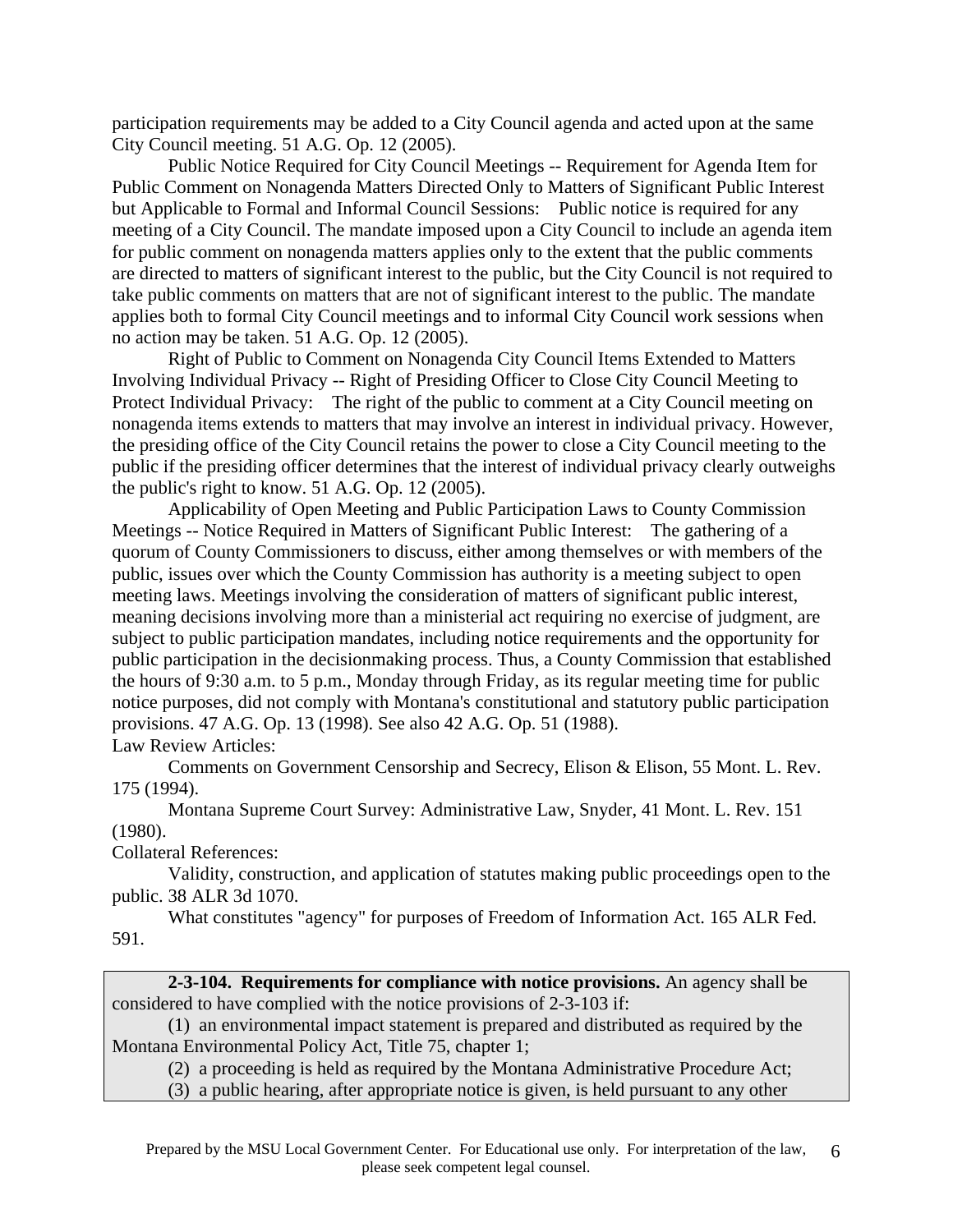participation requirements may be added to a City Council agenda and acted upon at the same City Council meeting. 51 A.G. Op. 12 (2005).

Public Notice Required for City Council Meetings -- Requirement for Agenda Item for Public Comment on Nonagenda Matters Directed Only to Matters of Significant Public Interest but Applicable to Formal and Informal Council Sessions: Public notice is required for any meeting of a City Council. The mandate imposed upon a City Council to include an agenda item for public comment on nonagenda matters applies only to the extent that the public comments are directed to matters of significant interest to the public, but the City Council is not required to take public comments on matters that are not of significant interest to the public. The mandate applies both to formal City Council meetings and to informal City Council work sessions when no action may be taken. 51 A.G. Op. 12 (2005).

Right of Public to Comment on Nonagenda City Council Items Extended to Matters Involving Individual Privacy -- Right of Presiding Officer to Close City Council Meeting to Protect Individual Privacy: The right of the public to comment at a City Council meeting on nonagenda items extends to matters that may involve an interest in individual privacy. However, the presiding office of the City Council retains the power to close a City Council meeting to the public if the presiding officer determines that the interest of individual privacy clearly outweighs the public's right to know. 51 A.G. Op. 12 (2005).

Applicability of Open Meeting and Public Participation Laws to County Commission Meetings -- Notice Required in Matters of Significant Public Interest: The gathering of a quorum of County Commissioners to discuss, either among themselves or with members of the public, issues over which the County Commission has authority is a meeting subject to open meeting laws. Meetings involving the consideration of matters of significant public interest, meaning decisions involving more than a ministerial act requiring no exercise of judgment, are subject to public participation mandates, including notice requirements and the opportunity for public participation in the decisionmaking process. Thus, a County Commission that established the hours of 9:30 a.m. to 5 p.m., Monday through Friday, as its regular meeting time for public notice purposes, did not comply with Montana's constitutional and statutory public participation provisions. 47 A.G. Op. 13 (1998). See also 42 A.G. Op. 51 (1988).

Law Review Articles:

Comments on Government Censorship and Secrecy, Elison & Elison, 55 Mont. L. Rev. 175 (1994).

Montana Supreme Court Survey: Administrative Law, Snyder, 41 Mont. L. Rev. 151 (1980).

Collateral References:

Validity, construction, and application of statutes making public proceedings open to the public. 38 ALR 3d 1070.

What constitutes "agency" for purposes of Freedom of Information Act. 165 ALR Fed. 591.

**2-3-104. Requirements for compliance with notice provisions.** An agency shall be considered to have complied with the notice provisions of 2-3-103 if:

(1) an environmental impact statement is prepared and distributed as required by the Montana Environmental Policy Act, Title 75, chapter 1;

(2) a proceeding is held as required by the Montana Administrative Procedure Act;

(3) a public hearing, after appropriate notice is given, is held pursuant to any other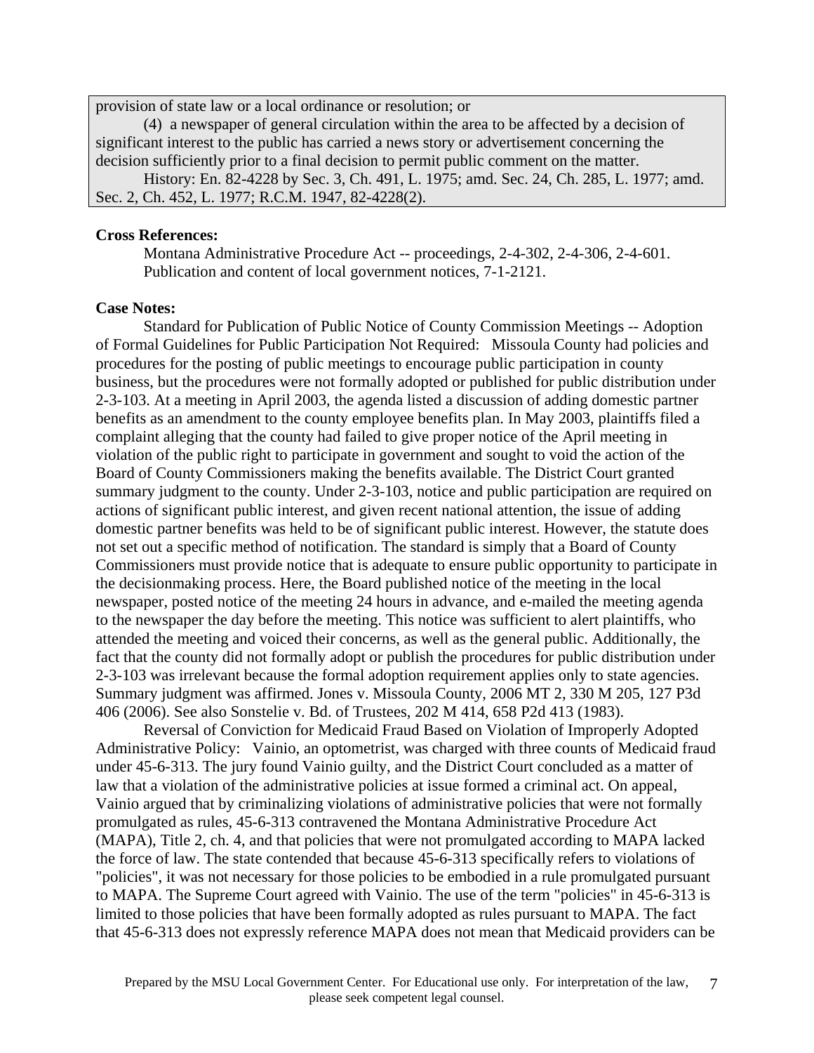provision of state law or a local ordinance or resolution; or

(4) a newspaper of general circulation within the area to be affected by a decision of significant interest to the public has carried a news story or advertisement concerning the decision sufficiently prior to a final decision to permit public comment on the matter.

History: En. 82-4228 by Sec. 3, Ch. 491, L. 1975; amd. Sec. 24, Ch. 285, L. 1977; amd. Sec. 2, Ch. 452, L. 1977; R.C.M. 1947, 82-4228(2).

**Cross References:**

Montana Administrative Procedure Act -- proceedings, 2-4-302, 2-4-306, 2-4-601.

Publication and content of local government notices, 7-1-2121.

**Case Notes:**

Standard for Publication of Public Notice of County Commission Meetings -- Adoption of Formal Guidelines for Public Participation Not Required: Missoula County had policies and procedures for the posting of public meetings to encourage public participation in county business, but the procedures were not formally adopted or published for public distribution under 2-3-103. At a meeting in April 2003, the agenda listed a discussion of adding domestic partner benefits as an amendment to the county employee benefits plan. In May 2003, plaintiffs filed a complaint alleging that the county had failed to give proper notice of the April meeting in violation of the public right to participate in government and sought to void the action of the Board of County Commissioners making the benefits available. The District Court granted summary judgment to the county. Under 2-3-103, notice and public participation are required on actions of significant public interest, and given recent national attention, the issue of adding domestic partner benefits was held to be of significant public interest. However, the statute does not set out a specific method of notification. The standard is simply that a Board of County Commissioners must provide notice that is adequate to ensure public opportunity to participate in the decisionmaking process. Here, the Board published notice of the meeting in the local newspaper, posted notice of the meeting 24 hours in advance, and e-mailed the meeting agenda to the newspaper the day before the meeting. This notice was sufficient to alert plaintiffs, who attended the meeting and voiced their concerns, as well as the general public. Additionally, the fact that the county did not formally adopt or publish the procedures for public distribution under 2-3-103 was irrelevant because the formal adoption requirement applies only to state agencies. Summary judgment was affirmed. Jones v. Missoula County, 2006 MT 2, 330 M 205, 127 P3d 406 (2006). See also Sonstelie v. Bd. of Trustees, 202 M 414, 658 P2d 413 (1983).

Reversal of Conviction for Medicaid Fraud Based on Violation of Improperly Adopted Administrative Policy: Vainio, an optometrist, was charged with three counts of Medicaid fraud under 45-6-313. The jury found Vainio guilty, and the District Court concluded as a matter of law that a violation of the administrative policies at issue formed a criminal act. On appeal, Vainio argued that by criminalizing violations of administrative policies that were not formally promulgated as rules, 45-6-313 contravened the Montana Administrative Procedure Act (MAPA), Title 2, ch. 4, and that policies that were not promulgated according to MAPA lacked the force of law. The state contended that because 45-6-313 specifically refers to violations of "policies", it was not necessary for those policies to be embodied in a rule promulgated pursuant to MAPA. The Supreme Court agreed with Vainio. The use of the term "policies" in 45-6-313 is limited to those policies that have been formally adopted as rules pursuant to MAPA. The fact that 45-6-313 does not expressly reference MAPA does not mean that Medicaid providers can be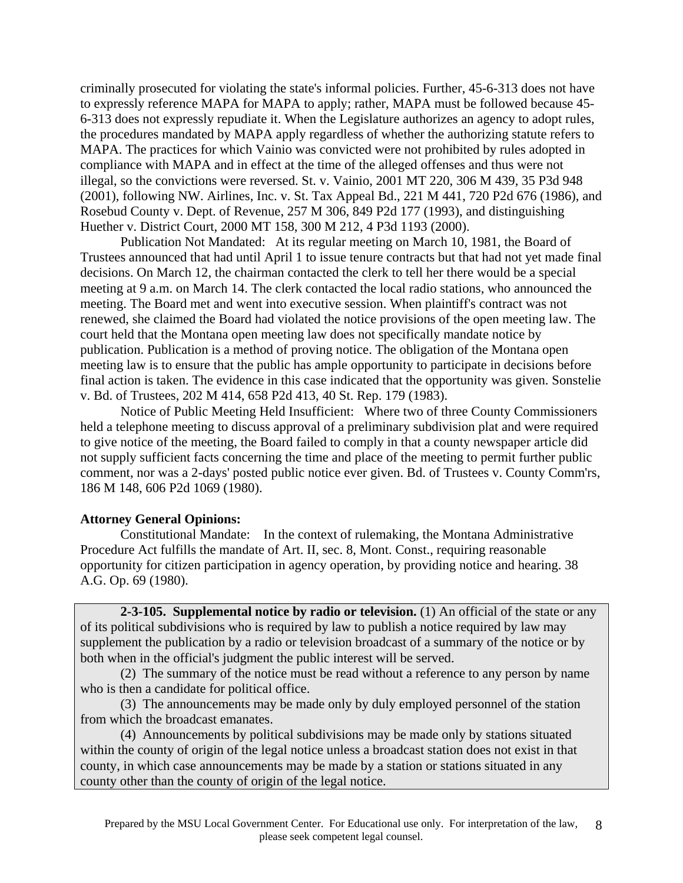criminally prosecuted for violating the state's informal policies. Further, 45-6-313 does not have to expressly reference MAPA for MAPA to apply; rather, MAPA must be followed because 45-6-313 does not expressly repudiate it. When the Legislature authorizes an agency to adopt rules, the procedures mandated by MAPA apply regardless of whether the authorizing statute refers to MAPA. The practices for which Vainio was convicted were not prohibited by rules adopted in compliance with MAPA and in effect at the time of the alleged offenses and thus were not illegal, so the convictions were reversed. St. v. Vainio, 2001 MT 220, 306 M 439, 35 P3d 948 (2001), following NW. Airlines, Inc. v. St. Tax Appeal Bd., 221 M 441, 720 P2d 676 (1986), and Rosebud County v. Dept. of Revenue, 257 M 306, 849 P2d 177 (1993), and distinguishing Huether v. District Court, 2000 MT 158, 300 M 212, 4 P3d 1193 (2000).

Publication Not Mandated: At its regular meeting on March 10, 1981, the Board of Trustees announced that had until April 1 to issue tenure contracts but that had not yet made final decisions. On March 12, the chairman contacted the clerk to tell her there would be a special meeting at 9 a.m. on March 14. The clerk contacted the local radio stations, who announced the meeting. The Board met and went into executive session. When plaintiff's contract was not renewed, she claimed the Board had violated the notice provisions of the open meeting law. The court held that the Montana open meeting law does not specifically mandate notice by publication. Publication is a method of proving notice. The obligation of the Montana open meeting law is to ensure that the public has ample opportunity to participate in decisions before final action is taken. The evidence in this case indicated that the opportunity was given. Sonstelie v. Bd. of Trustees, 202 M 414, 658 P2d 413, 40 St. Rep. 179 (1983).

Notice of Public Meeting Held Insufficient: Where two of three County Commissioners held a telephone meeting to discuss approval of a preliminary subdivision plat and were required to give notice of the meeting, the Board failed to comply in that a county newspaper article did not supply sufficient facts concerning the time and place of the meeting to permit further public comment, nor was a 2-days' posted public notice ever given. Bd. of Trustees v. County Comm'rs, 186 M 148, 606 P2d 1069 (1980).

**Attorney General Opinions:**

Constitutional Mandate: In the context of rulemaking, the Montana Administrative Procedure Act fulfills the mandate of Art. II, sec. 8, Mont. Const., requiring reasonable opportunity for citizen participation in agency operation, by providing notice and hearing. 38 A.G. Op. 69 (1980).

**2-3-105. Supplemental notice by radio or television.** (1) An official of the state or any of its political subdivisions who is required by law to publish a notice required by law may supplement the publication by a radio or television broadcast of a summary of the notice or by both when in the official's judgment the public interest will be served.

(2) The summary of the notice must be read without a reference to any person by name who is then a candidate for political office.

(3) The announcements may be made only by duly employed personnel of the station from which the broadcast emanates.

(4) Announcements by political subdivisions may be made only by stations situated within the county of origin of the legal notice unless a broadcast station does not exist in that county, in which case announcements may be made by a station or stations situated in any county other than the county of origin of the legal notice.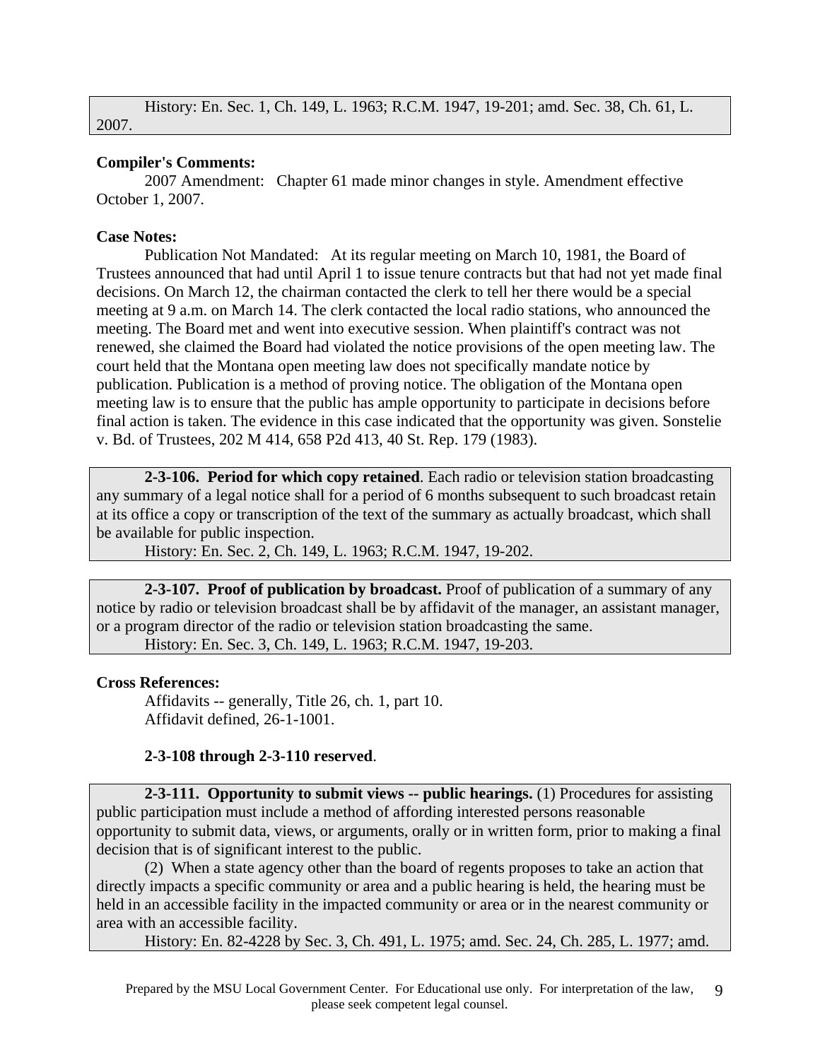History: En. Sec. 1, Ch. 149, L. 1963; R.C.M. 1947, 19-201; amd. Sec. 38, Ch. 61, L. 2007.

**Compiler's Comments:**

2007 Amendment: Chapter 61 made minor changes in style. Amendment effective October 1, 2007.

**Case Notes:**

Publication Not Mandated: At its regular meeting on March 10, 1981, the Board of Trustees announced that had until April 1 to issue tenure contracts but that had not yet made final decisions. On March 12, the chairman contacted the clerk to tell her there would be a special meeting at 9 a.m. on March 14. The clerk contacted the local radio stations, who announced the meeting. The Board met and went into executive session. When plaintiff's contract was not renewed, she claimed the Board had violated the notice provisions of the open meeting law. The court held that the Montana open meeting law does not specifically mandate notice by publication. Publication is a method of proving notice. The obligation of the Montana open meeting law is to ensure that the public has ample opportunity to participate in decisions before final action is taken. The evidence in this case indicated that the opportunity was given. Sonstelie v. Bd. of Trustees, 202 M 414, 658 P2d 413, 40 St. Rep. 179 (1983).

**2-3-106. Period for which copy retained**. Each radio or television station broadcasting any summary of a legal notice shall for a period of 6 months subsequent to such broadcast retain at its office a copy or transcription of the text of the summary as actually broadcast, which shall be available for public inspection.

History: En. Sec. 2, Ch. 149, L. 1963; R.C.M. 1947, 19-202.

**2-3-107. Proof of publication by broadcast.** Proof of publication of a summary of any notice by radio or television broadcast shall be by affidavit of the manager, an assistant manager, or a program director of the radio or television station broadcasting the same.

History: En. Sec. 3, Ch. 149, L. 1963; R.C.M. 1947, 19-203.

**Cross References:**

Affidavits -- generally, Title 26, ch. 1, part 10.
Affidavit defined, 26-1-1001.

**2-3-108 through 2-3-110 reserved**.

**2-3-111. Opportunity to submit views -- public hearings.** (1) Procedures for assisting public participation must include a method of affording interested persons reasonable opportunity to submit data, views, or arguments, orally or in written form, prior to making a final decision that is of significant interest to the public.

(2) When a state agency other than the board of regents proposes to take an action that directly impacts a specific community or area and a public hearing is held, the hearing must be held in an accessible facility in the impacted community or area or in the nearest community or area with an accessible facility.

History: En. 82-4228 by Sec. 3, Ch. 491, L. 1975; amd. Sec. 24, Ch. 285, L. 1977; amd.

Prepared by the MSU Local Government Center. For Educational use only. For interpretation of the law, please seek competent legal counsel.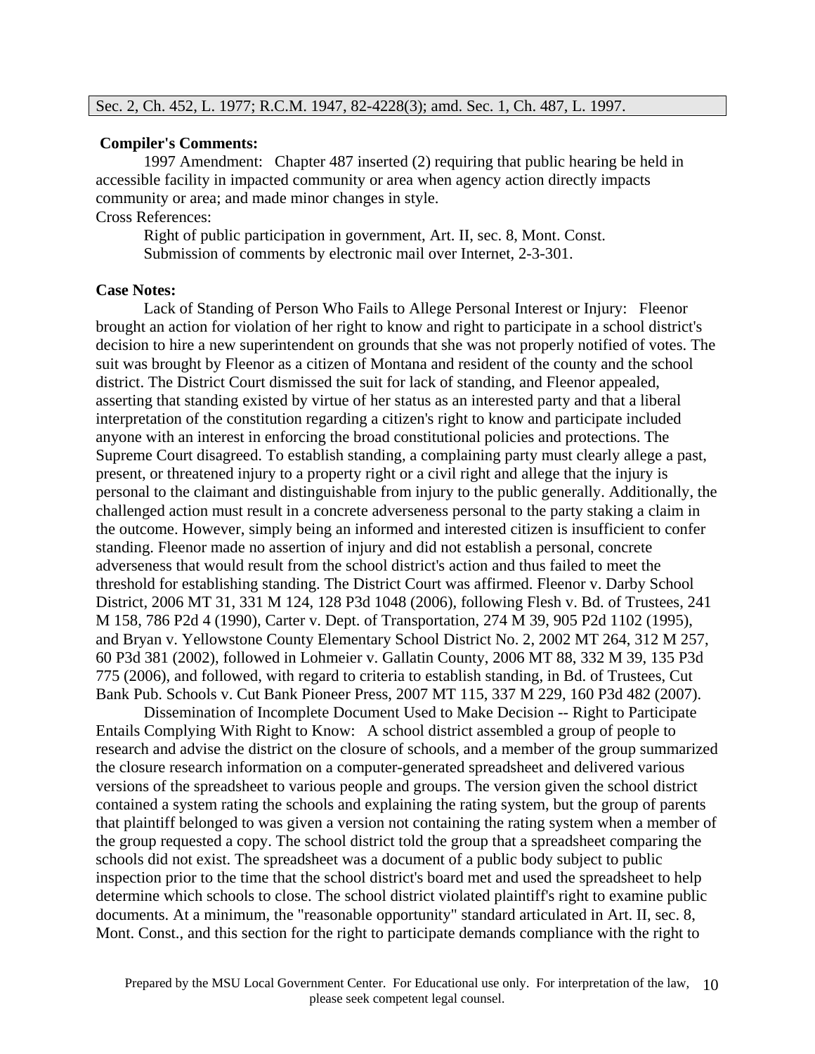Sec. 2, Ch. 452, L. 1977; R.C.M. 1947, 82-4228(3); amd. Sec. 1, Ch. 487, L. 1997.

**Compiler's Comments:**

1997 Amendment: Chapter 487 inserted (2) requiring that public hearing be held in accessible facility in impacted community or area when agency action directly impacts community or area; and made minor changes in style.

Cross References:

Right of public participation in government, Art. II, sec. 8, Mont. Const.

Submission of comments by electronic mail over Internet, 2-3-301.

**Case Notes:**

Lack of Standing of Person Who Fails to Allege Personal Interest or Injury: Fleenor brought an action for violation of her right to know and right to participate in a school district's decision to hire a new superintendent on grounds that she was not properly notified of votes. The suit was brought by Fleenor as a citizen of Montana and resident of the county and the school district. The District Court dismissed the suit for lack of standing, and Fleenor appealed, asserting that standing existed by virtue of her status as an interested party and that a liberal interpretation of the constitution regarding a citizen's right to know and participate included anyone with an interest in enforcing the broad constitutional policies and protections. The Supreme Court disagreed. To establish standing, a complaining party must clearly allege a past, present, or threatened injury to a property right or a civil right and allege that the injury is personal to the claimant and distinguishable from injury to the public generally. Additionally, the challenged action must result in a concrete adverseness personal to the party staking a claim in the outcome. However, simply being an informed and interested citizen is insufficient to confer standing. Fleenor made no assertion of injury and did not establish a personal, concrete adverseness that would result from the school district's action and thus failed to meet the threshold for establishing standing. The District Court was affirmed. Fleenor v. Darby School District, 2006 MT 31, 331 M 124, 128 P3d 1048 (2006), following Flesh v. Bd. of Trustees, 241 M 158, 786 P2d 4 (1990), Carter v. Dept. of Transportation, 274 M 39, 905 P2d 1102 (1995), and Bryan v. Yellowstone County Elementary School District No. 2, 2002 MT 264, 312 M 257, 60 P3d 381 (2002), followed in Lohmeier v. Gallatin County, 2006 MT 88, 332 M 39, 135 P3d 775 (2006), and followed, with regard to criteria to establish standing, in Bd. of Trustees, Cut Bank Pub. Schools v. Cut Bank Pioneer Press, 2007 MT 115, 337 M 229, 160 P3d 482 (2007).

Dissemination of Incomplete Document Used to Make Decision -- Right to Participate Entails Complying With Right to Know: A school district assembled a group of people to research and advise the district on the closure of schools, and a member of the group summarized the closure research information on a computer-generated spreadsheet and delivered various versions of the spreadsheet to various people and groups. The version given the school district contained a system rating the schools and explaining the rating system, but the group of parents that plaintiff belonged to was given a version not containing the rating system when a member of the group requested a copy. The school district told the group that a spreadsheet comparing the schools did not exist. The spreadsheet was a document of a public body subject to public inspection prior to the time that the school district's board met and used the spreadsheet to help determine which schools to close. The school district violated plaintiff's right to examine public documents. At a minimum, the "reasonable opportunity" standard articulated in Art. II, sec. 8, Mont. Const., and this section for the right to participate demands compliance with the right to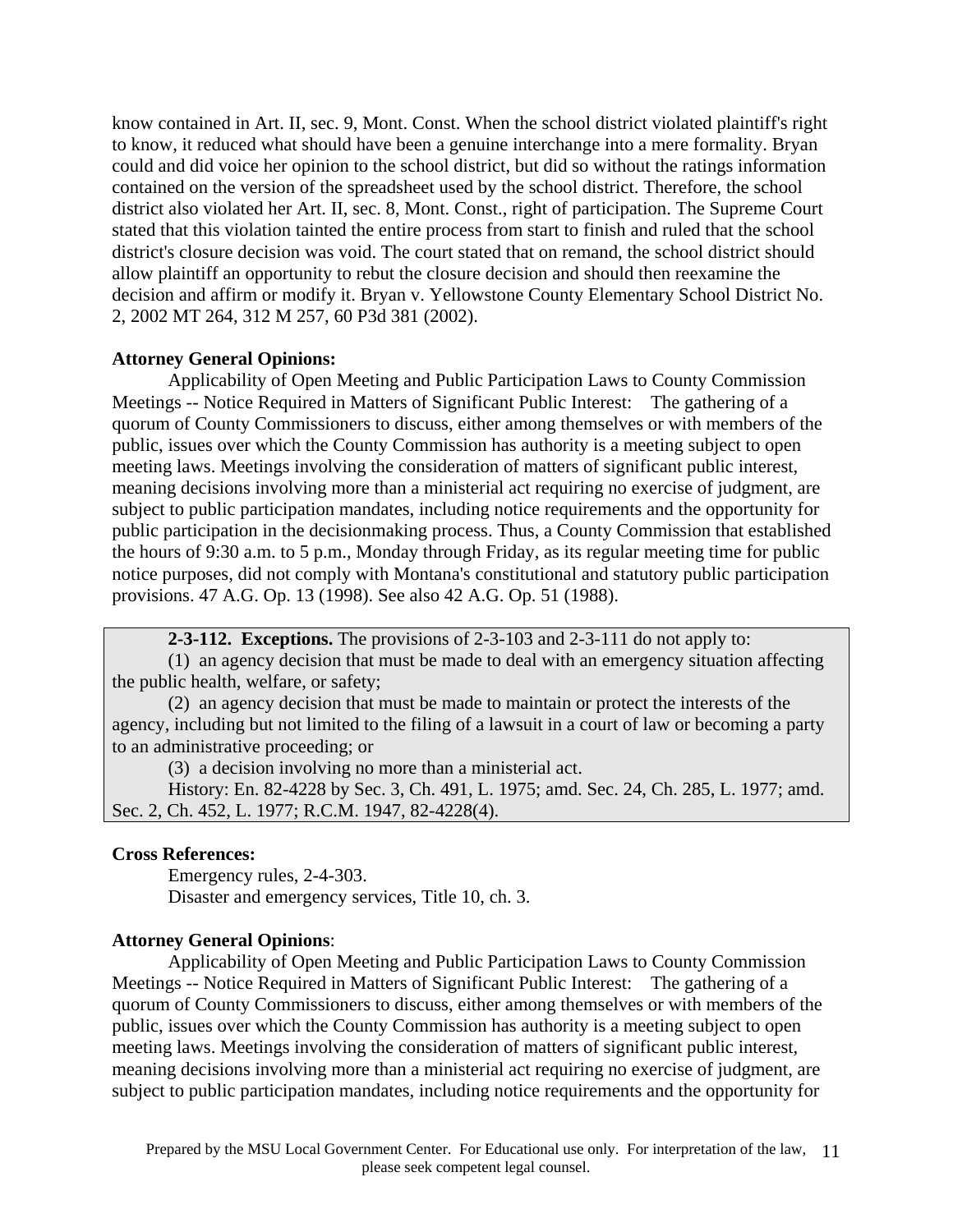know contained in Art. II, sec. 9, Mont. Const. When the school district violated plaintiff's right to know, it reduced what should have been a genuine interchange into a mere formality. Bryan could and did voice her opinion to the school district, but did so without the ratings information contained on the version of the spreadsheet used by the school district. Therefore, the school district also violated her Art. II, sec. 8, Mont. Const., right of participation. The Supreme Court stated that this violation tainted the entire process from start to finish and ruled that the school district's closure decision was void. The court stated that on remand, the school district should allow plaintiff an opportunity to rebut the closure decision and should then reexamine the decision and affirm or modify it. Bryan v. Yellowstone County Elementary School District No. 2, 2002 MT 264, 312 M 257, 60 P3d 381 (2002).

**Attorney General Opinions:**

Applicability of Open Meeting and Public Participation Laws to County Commission Meetings -- Notice Required in Matters of Significant Public Interest: The gathering of a quorum of County Commissioners to discuss, either among themselves or with members of the public, issues over which the County Commission has authority is a meeting subject to open meeting laws. Meetings involving the consideration of matters of significant public interest, meaning decisions involving more than a ministerial act requiring no exercise of judgment, are subject to public participation mandates, including notice requirements and the opportunity for public participation in the decisionmaking process. Thus, a County Commission that established the hours of 9:30 a.m. to 5 p.m., Monday through Friday, as its regular meeting time for public notice purposes, did not comply with Montana's constitutional and statutory public participation provisions. 47 A.G. Op. 13 (1998). See also 42 A.G. Op. 51 (1988).

**2-3-112. Exceptions.** The provisions of 2-3-103 and 2-3-111 do not apply to:

(1) an agency decision that must be made to deal with an emergency situation affecting the public health, welfare, or safety;

(2) an agency decision that must be made to maintain or protect the interests of the agency, including but not limited to the filing of a lawsuit in a court of law or becoming a party to an administrative proceeding; or

(3) a decision involving no more than a ministerial act.

History: En. 82-4228 by Sec. 3, Ch. 491, L. 1975; amd. Sec. 24, Ch. 285, L. 1977; amd. Sec. 2, Ch. 452, L. 1977; R.C.M. 1947, 82-4228(4).

**Cross References:**

Emergency rules, 2-4-303.

Disaster and emergency services, Title 10, ch. 3.

**Attorney General Opinions**:

Applicability of Open Meeting and Public Participation Laws to County Commission Meetings -- Notice Required in Matters of Significant Public Interest: The gathering of a quorum of County Commissioners to discuss, either among themselves or with members of the public, issues over which the County Commission has authority is a meeting subject to open meeting laws. Meetings involving the consideration of matters of significant public interest, meaning decisions involving more than a ministerial act requiring no exercise of judgment, are subject to public participation mandates, including notice requirements and the opportunity for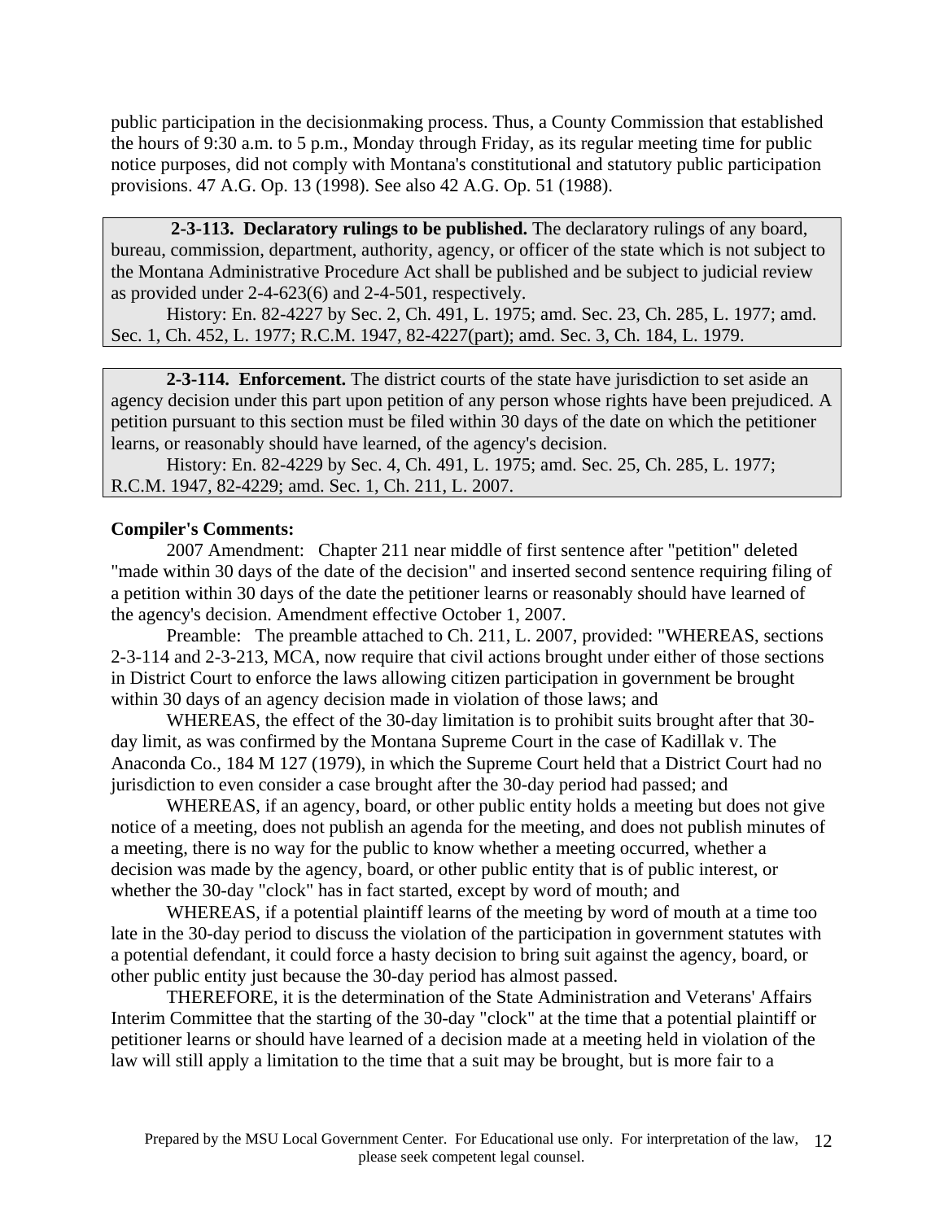public participation in the decisionmaking process. Thus, a County Commission that established the hours of 9:30 a.m. to 5 p.m., Monday through Friday, as its regular meeting time for public notice purposes, did not comply with Montana's constitutional and statutory public participation provisions. 47 A.G. Op. 13 (1998). See also 42 A.G. Op. 51 (1988).

**2-3-113. Declaratory rulings to be published.** The declaratory rulings of any board, bureau, commission, department, authority, agency, or officer of the state which is not subject to the Montana Administrative Procedure Act shall be published and be subject to judicial review as provided under 2-4-623(6) and 2-4-501, respectively.

History: En. 82-4227 by Sec. 2, Ch. 491, L. 1975; amd. Sec. 23, Ch. 285, L. 1977; amd. Sec. 1, Ch. 452, L. 1977; R.C.M. 1947, 82-4227(part); amd. Sec. 3, Ch. 184, L. 1979.

**2-3-114. Enforcement.** The district courts of the state have jurisdiction to set aside an agency decision under this part upon petition of any person whose rights have been prejudiced. A petition pursuant to this section must be filed within 30 days of the date on which the petitioner learns, or reasonably should have learned, of the agency's decision.

History: En. 82-4229 by Sec. 4, Ch. 491, L. 1975; amd. Sec. 25, Ch. 285, L. 1977; R.C.M. 1947, 82-4229; amd. Sec. 1, Ch. 211, L. 2007.

**Compiler's Comments:**

2007 Amendment: Chapter 211 near middle of first sentence after "petition" deleted "made within 30 days of the date of the decision" and inserted second sentence requiring filing of a petition within 30 days of the date the petitioner learns or reasonably should have learned of the agency's decision. Amendment effective October 1, 2007.

Preamble: The preamble attached to Ch. 211, L. 2007, provided: "WHEREAS, sections 2-3-114 and 2-3-213, MCA, now require that civil actions brought under either of those sections in District Court to enforce the laws allowing citizen participation in government be brought within 30 days of an agency decision made in violation of those laws; and

WHEREAS, the effect of the 30-day limitation is to prohibit suits brought after that 30-day limit, as was confirmed by the Montana Supreme Court in the case of Kadillak v. The Anaconda Co., 184 M 127 (1979), in which the Supreme Court held that a District Court had no jurisdiction to even consider a case brought after the 30-day period had passed; and

WHEREAS, if an agency, board, or other public entity holds a meeting but does not give notice of a meeting, does not publish an agenda for the meeting, and does not publish minutes of a meeting, there is no way for the public to know whether a meeting occurred, whether a decision was made by the agency, board, or other public entity that is of public interest, or whether the 30-day "clock" has in fact started, except by word of mouth; and

WHEREAS, if a potential plaintiff learns of the meeting by word of mouth at a time too late in the 30-day period to discuss the violation of the participation in government statutes with a potential defendant, it could force a hasty decision to bring suit against the agency, board, or other public entity just because the 30-day period has almost passed.

THEREFORE, it is the determination of the State Administration and Veterans' Affairs Interim Committee that the starting of the 30-day "clock" at the time that a potential plaintiff or petitioner learns or should have learned of a decision made at a meeting held in violation of the law will still apply a limitation to the time that a suit may be brought, but is more fair to a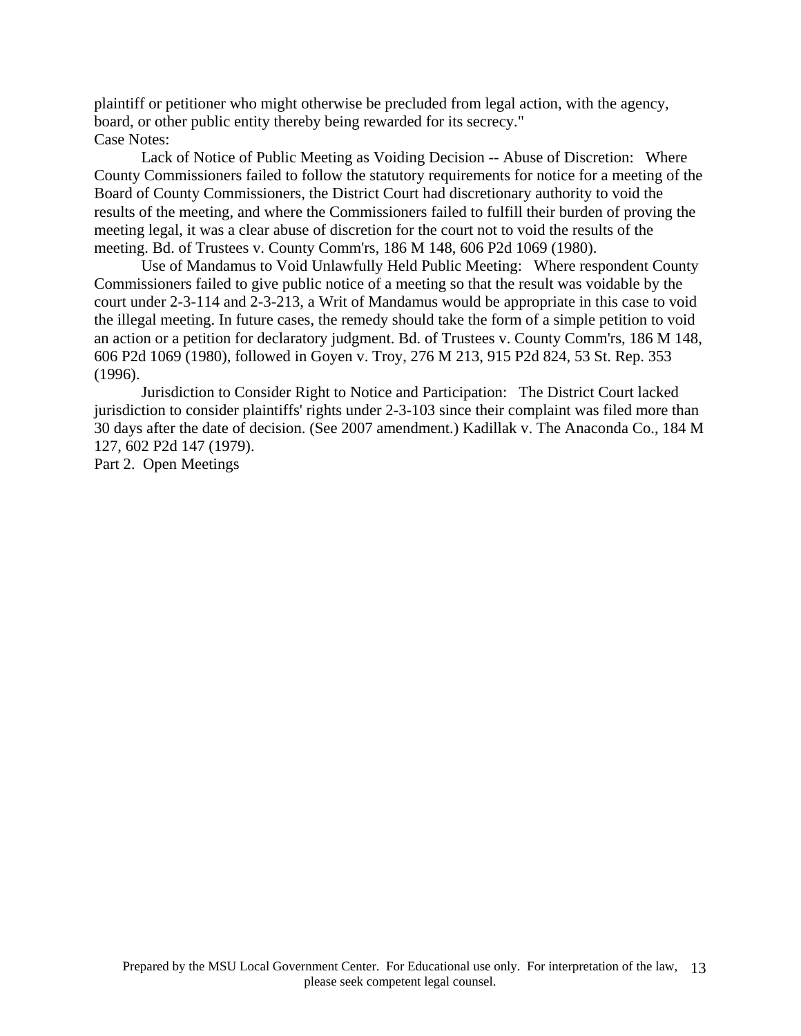plaintiff or petitioner who might otherwise be precluded from legal action, with the agency, board, or other public entity thereby being rewarded for its secrecy."

Case Notes:

Lack of Notice of Public Meeting as Voiding Decision -- Abuse of Discretion: Where County Commissioners failed to follow the statutory requirements for notice for a meeting of the Board of County Commissioners, the District Court had discretionary authority to void the results of the meeting, and where the Commissioners failed to fulfill their burden of proving the meeting legal, it was a clear abuse of discretion for the court not to void the results of the meeting. Bd. of Trustees v. County Comm'rs, 186 M 148, 606 P2d 1069 (1980).

Use of Mandamus to Void Unlawfully Held Public Meeting: Where respondent County Commissioners failed to give public notice of a meeting so that the result was voidable by the court under 2-3-114 and 2-3-213, a Writ of Mandamus would be appropriate in this case to void the illegal meeting. In future cases, the remedy should take the form of a simple petition to void an action or a petition for declaratory judgment. Bd. of Trustees v. County Comm'rs, 186 M 148, 606 P2d 1069 (1980), followed in Goyen v. Troy, 276 M 213, 915 P2d 824, 53 St. Rep. 353 (1996).

Jurisdiction to Consider Right to Notice and Participation: The District Court lacked jurisdiction to consider plaintiffs' rights under 2-3-103 since their complaint was filed more than 30 days after the date of decision. (See 2007 amendment.) Kadillak v. The Anaconda Co., 184 M 127, 602 P2d 147 (1979).

Part 2. Open Meetings